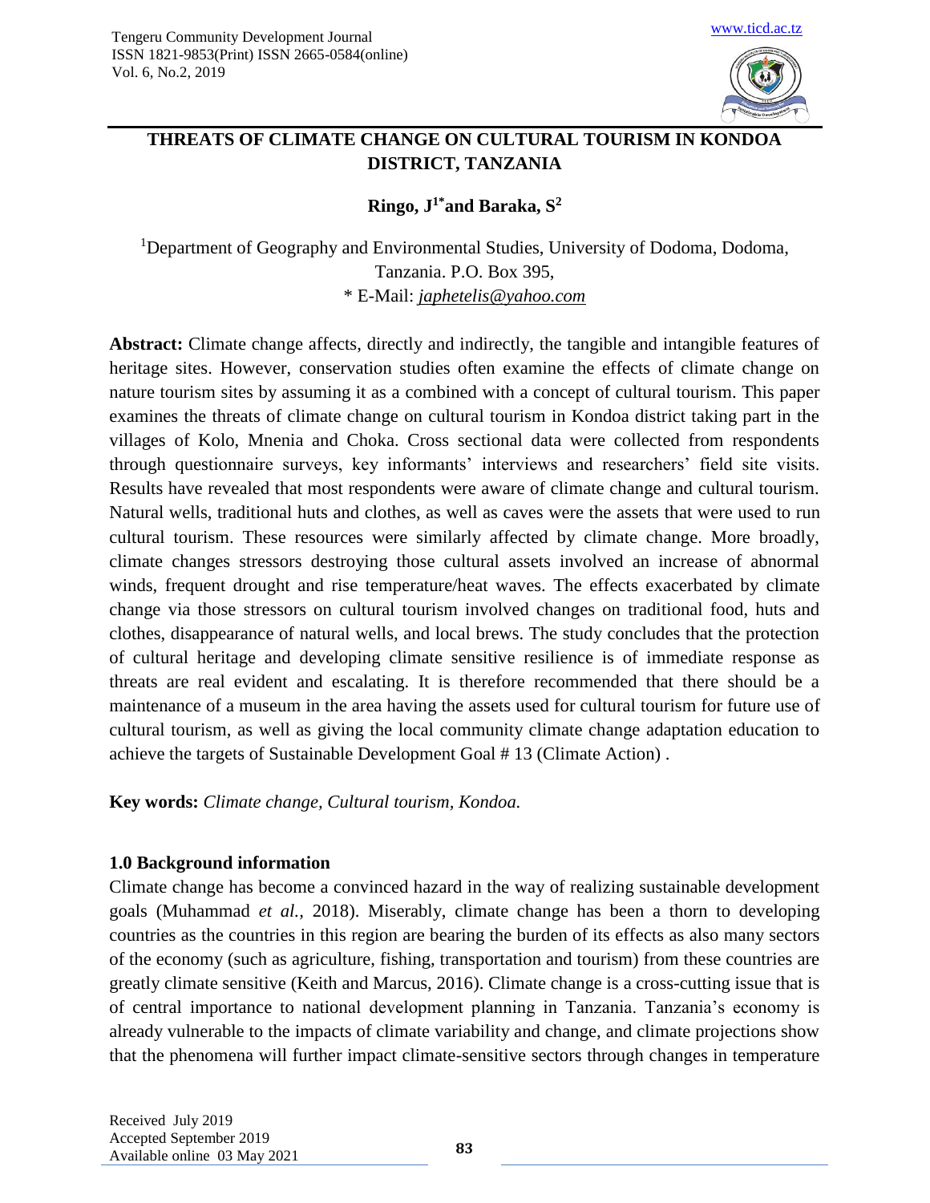# THREATS OF CLIMATE CHANGE ON CULTURAL TOURISM IN KONDOA DISTRICT, TANZANIA

**Ringo, J[1*] and Baraka, S[2]**

[1]Department of Geography and Environmental Studies, University of Dodoma, Dodoma, Tanzania. P.O. Box 395,
\* E-Mail: *japhetelis@yahoo.com*

**Abstract:** Climate change affects, directly and indirectly, the tangible and intangible features of heritage sites. However, conservation studies often examine the effects of climate change on nature tourism sites by assuming it as a combined with a concept of cultural tourism. This paper examines the threats of climate change on cultural tourism in Kondoa district taking part in the villages of Kolo, Mnenia and Choka. Cross sectional data were collected from respondents through questionnaire surveys, key informants' interviews and researchers' field site visits. Results have revealed that most respondents were aware of climate change and cultural tourism. Natural wells, traditional huts and clothes, as well as caves were the assets that were used to run cultural tourism. These resources were similarly affected by climate change. More broadly, climate changes stressors destroying those cultural assets involved an increase of abnormal winds, frequent drought and rise temperature/heat waves. The effects exacerbated by climate change via those stressors on cultural tourism involved changes on traditional food, huts and clothes, disappearance of natural wells, and local brews. The study concludes that the protection of cultural heritage and developing climate sensitive resilience is of immediate response as threats are real evident and escalating. It is therefore recommended that there should be a maintenance of a museum in the area having the assets used for cultural tourism for future use of cultural tourism, as well as giving the local community climate change adaptation education to achieve the targets of Sustainable Development Goal # 13 (Climate Action) .

**Key words:** *Climate change, Cultural tourism, Kondoa.*

## 1.0 Background information

Climate change has become a convinced hazard in the way of realizing sustainable development goals (Muhammad *et al.,* 2018). Miserably, climate change has been a thorn to developing countries as the countries in this region are bearing the burden of its effects as also many sectors of the economy (such as agriculture, fishing, transportation and tourism) from these countries are greatly climate sensitive (Keith and Marcus, 2016). Climate change is a cross-cutting issue that is of central importance to national development planning in Tanzania. Tanzania's economy is already vulnerable to the impacts of climate variability and change, and climate projections show that the phenomena will further impact climate-sensitive sectors through changes in temperature

Received July 2019
Accepted September 2019
Available online 03 May 2021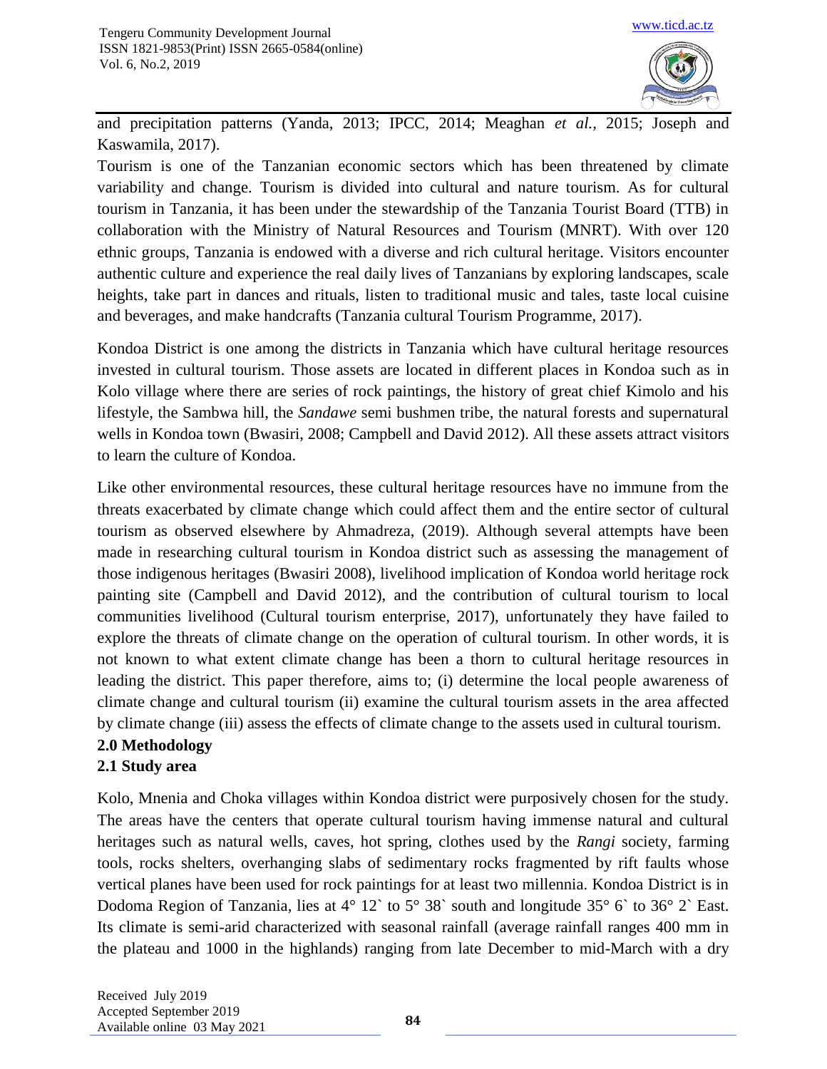and precipitation patterns (Yanda, 2013; IPCC, 2014; Meaghan *et al.*, 2015; Joseph and Kaswamila, 2017).

Tourism is one of the Tanzanian economic sectors which has been threatened by climate variability and change. Tourism is divided into cultural and nature tourism. As for cultural tourism in Tanzania, it has been under the stewardship of the Tanzania Tourist Board (TTB) in collaboration with the Ministry of Natural Resources and Tourism (MNRT). With over 120 ethnic groups, Tanzania is endowed with a diverse and rich cultural heritage. Visitors encounter authentic culture and experience the real daily lives of Tanzanians by exploring landscapes, scale heights, take part in dances and rituals, listen to traditional music and tales, taste local cuisine and beverages, and make handcrafts (Tanzania cultural Tourism Programme, 2017).

Kondoa District is one among the districts in Tanzania which have cultural heritage resources invested in cultural tourism. Those assets are located in different places in Kondoa such as in Kolo village where there are series of rock paintings, the history of great chief Kimolo and his lifestyle, the Sambwa hill, the *Sandawe* semi bushmen tribe, the natural forests and supernatural wells in Kondoa town (Bwasiri, 2008; Campbell and David 2012). All these assets attract visitors to learn the culture of Kondoa.

Like other environmental resources, these cultural heritage resources have no immune from the threats exacerbated by climate change which could affect them and the entire sector of cultural tourism as observed elsewhere by Ahmadreza, (2019). Although several attempts have been made in researching cultural tourism in Kondoa district such as assessing the management of those indigenous heritages (Bwasiri 2008), livelihood implication of Kondoa world heritage rock painting site (Campbell and David 2012), and the contribution of cultural tourism to local communities livelihood (Cultural tourism enterprise, 2017), unfortunately they have failed to explore the threats of climate change on the operation of cultural tourism. In other words, it is not known to what extent climate change has been a thorn to cultural heritage resources in leading the district. This paper therefore, aims to; (i) determine the local people awareness of climate change and cultural tourism (ii) examine the cultural tourism assets in the area affected by climate change (iii) assess the effects of climate change to the assets used in cultural tourism.

## 2.0 Methodology

### 2.1 Study area

Kolo, Mnenia and Choka villages within Kondoa district were purposively chosen for the study. The areas have the centers that operate cultural tourism having immense natural and cultural heritages such as natural wells, caves, hot spring, clothes used by the *Rangi* society, farming tools, rocks shelters, overhanging slabs of sedimentary rocks fragmented by rift faults whose vertical planes have been used for rock paintings for at least two millennia. Kondoa District is in Dodoma Region of Tanzania, lies at 4° 12` to 5° 38` south and longitude 35° 6` to 36° 2` East. Its climate is semi-arid characterized with seasonal rainfall (average rainfall ranges 400 mm in the plateau and 1000 in the highlands) ranging from late December to mid-March with a dry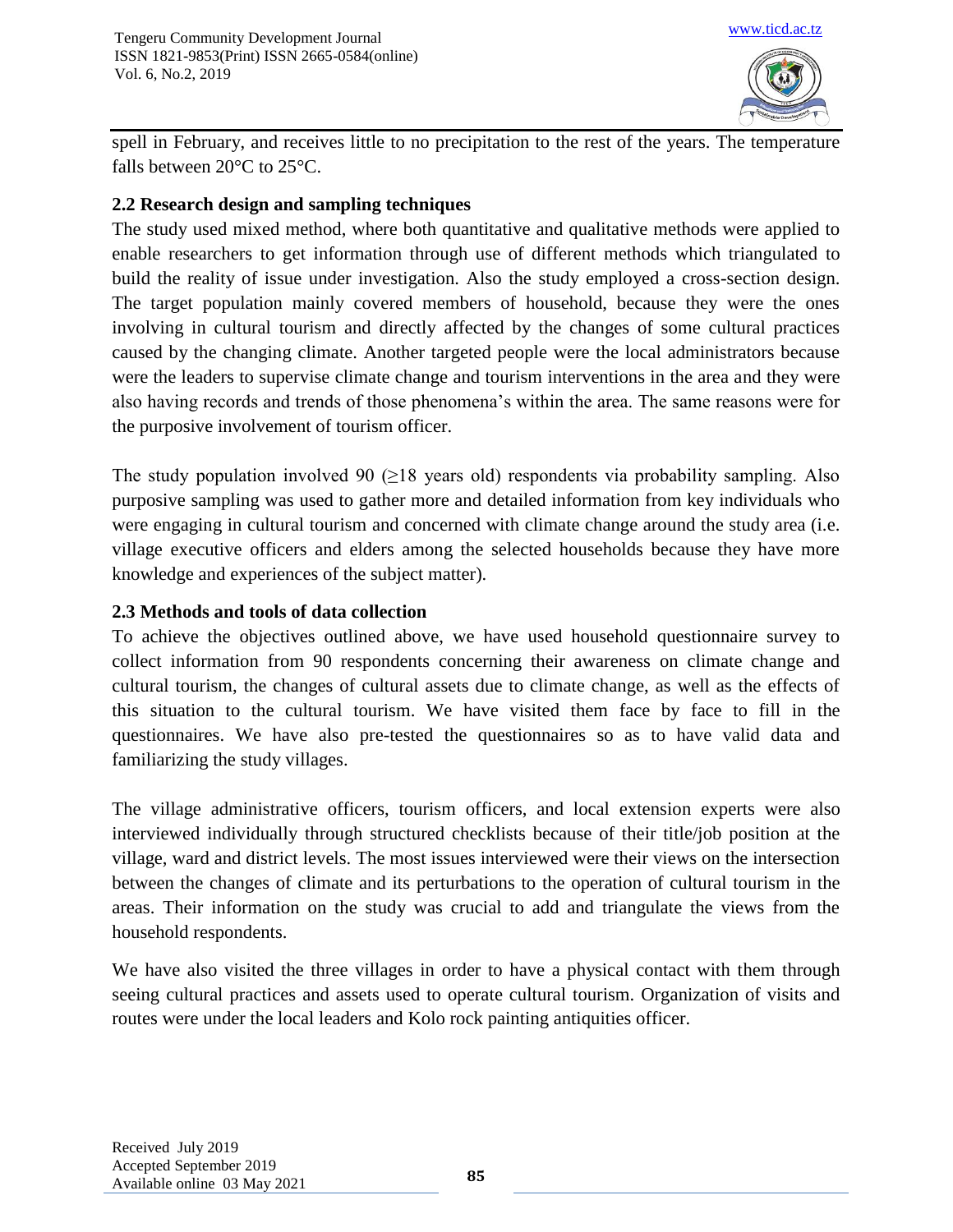spell in February, and receives little to no precipitation to the rest of the years. The temperature falls between 20°C to 25°C.

### 2.2 Research design and sampling techniques

The study used mixed method, where both quantitative and qualitative methods were applied to enable researchers to get information through use of different methods which triangulated to build the reality of issue under investigation. Also the study employed a cross-section design. The target population mainly covered members of household, because they were the ones involving in cultural tourism and directly affected by the changes of some cultural practices caused by the changing climate. Another targeted people were the local administrators because were the leaders to supervise climate change and tourism interventions in the area and they were also having records and trends of those phenomena's within the area. The same reasons were for the purposive involvement of tourism officer.

The study population involved 90 (≥18 years old) respondents via probability sampling. Also purposive sampling was used to gather more and detailed information from key individuals who were engaging in cultural tourism and concerned with climate change around the study area (i.e. village executive officers and elders among the selected households because they have more knowledge and experiences of the subject matter).

### 2.3 Methods and tools of data collection

To achieve the objectives outlined above, we have used household questionnaire survey to collect information from 90 respondents concerning their awareness on climate change and cultural tourism, the changes of cultural assets due to climate change, as well as the effects of this situation to the cultural tourism. We have visited them face by face to fill in the questionnaires. We have also pre-tested the questionnaires so as to have valid data and familiarizing the study villages.

The village administrative officers, tourism officers, and local extension experts were also interviewed individually through structured checklists because of their title/job position at the village, ward and district levels. The most issues interviewed were their views on the intersection between the changes of climate and its perturbations to the operation of cultural tourism in the areas. Their information on the study was crucial to add and triangulate the views from the household respondents.

We have also visited the three villages in order to have a physical contact with them through seeing cultural practices and assets used to operate cultural tourism. Organization of visits and routes were under the local leaders and Kolo rock painting antiquities officer.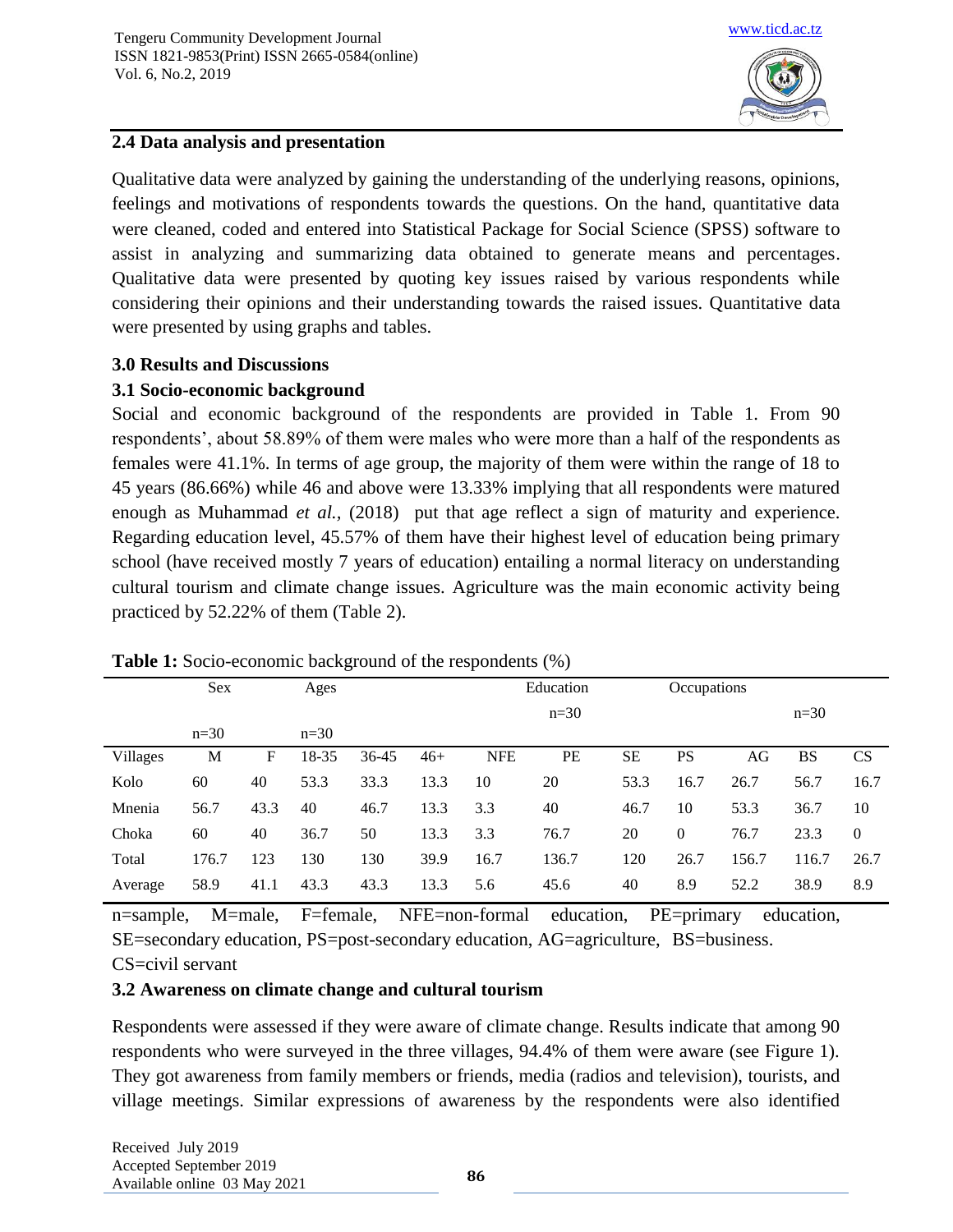## 2.4 Data analysis and presentation

Qualitative data were analyzed by gaining the understanding of the underlying reasons, opinions, feelings and motivations of respondents towards the questions. On the hand, quantitative data were cleaned, coded and entered into Statistical Package for Social Science (SPSS) software to assist in analyzing and summarizing data obtained to generate means and percentages. Qualitative data were presented by quoting key issues raised by various respondents while considering their opinions and their understanding towards the raised issues. Quantitative data were presented by using graphs and tables.

## 3.0 Results and Discussions

### 3.1 Socio-economic background

Social and economic background of the respondents are provided in Table 1. From 90 respondents', about 58.89% of them were males who were more than a half of the respondents as females were 41.1%. In terms of age group, the majority of them were within the range of 18 to 45 years (86.66%) while 46 and above were 13.33% implying that all respondents were matured enough as Muhammad *et al.,* (2018) put that age reflect a sign of maturity and experience. Regarding education level, 45.57% of them have their highest level of education being primary school (have received mostly 7 years of education) entailing a normal literacy on understanding cultural tourism and climate change issues. Agriculture was the main economic activity being practiced by 52.22% of them (Table 2).

**Table 1:** Socio-economic background of the respondents (%)

| | Sex | | Ages | | | Education | | | | Occupations | | |
|---|---|---|---|---|---|---|---|---|---|---|---|---|
| | n=30 | | n=30 | | | n=30 | | | | n=30 | | |
| Villages | M | F | 18-35 | 36-45 | 46+ | NFE | PE | SE | PS | AG | BS | CS |
| Kolo | 60 | 40 | 53.3 | 33.3 | 13.3 | 10 | 20 | 53.3 | 16.7 | 26.7 | 56.7 | 16.7 |
| Mnenia | 56.7 | 43.3 | 40 | 46.7 | 13.3 | 3.3 | 40 | 46.7 | 10 | 53.3 | 36.7 | 10 |
| Choka | 60 | 40 | 36.7 | 50 | 13.3 | 3.3 | 76.7 | 20 | 0 | 76.7 | 23.3 | 0 |
| Total | 176.7 | 123 | 130 | 130 | 39.9 | 16.7 | 136.7 | 120 | 26.7 | 156.7 | 116.7 | 26.7 |
| Average | 58.9 | 41.1 | 43.3 | 43.3 | 13.3 | 5.6 | 45.6 | 40 | 8.9 | 52.2 | 38.9 | 8.9 |

n=sample, M=male, F=female, NFE=non-formal education, PE=primary education, SE=secondary education, PS=post-secondary education, AG=agriculture, BS=business. CS=civil servant

### 3.2 Awareness on climate change and cultural tourism

Respondents were assessed if they were aware of climate change. Results indicate that among 90 respondents who were surveyed in the three villages, 94.4% of them were aware (see Figure 1). They got awareness from family members or friends, media (radios and television), tourists, and village meetings. Similar expressions of awareness by the respondents were also identified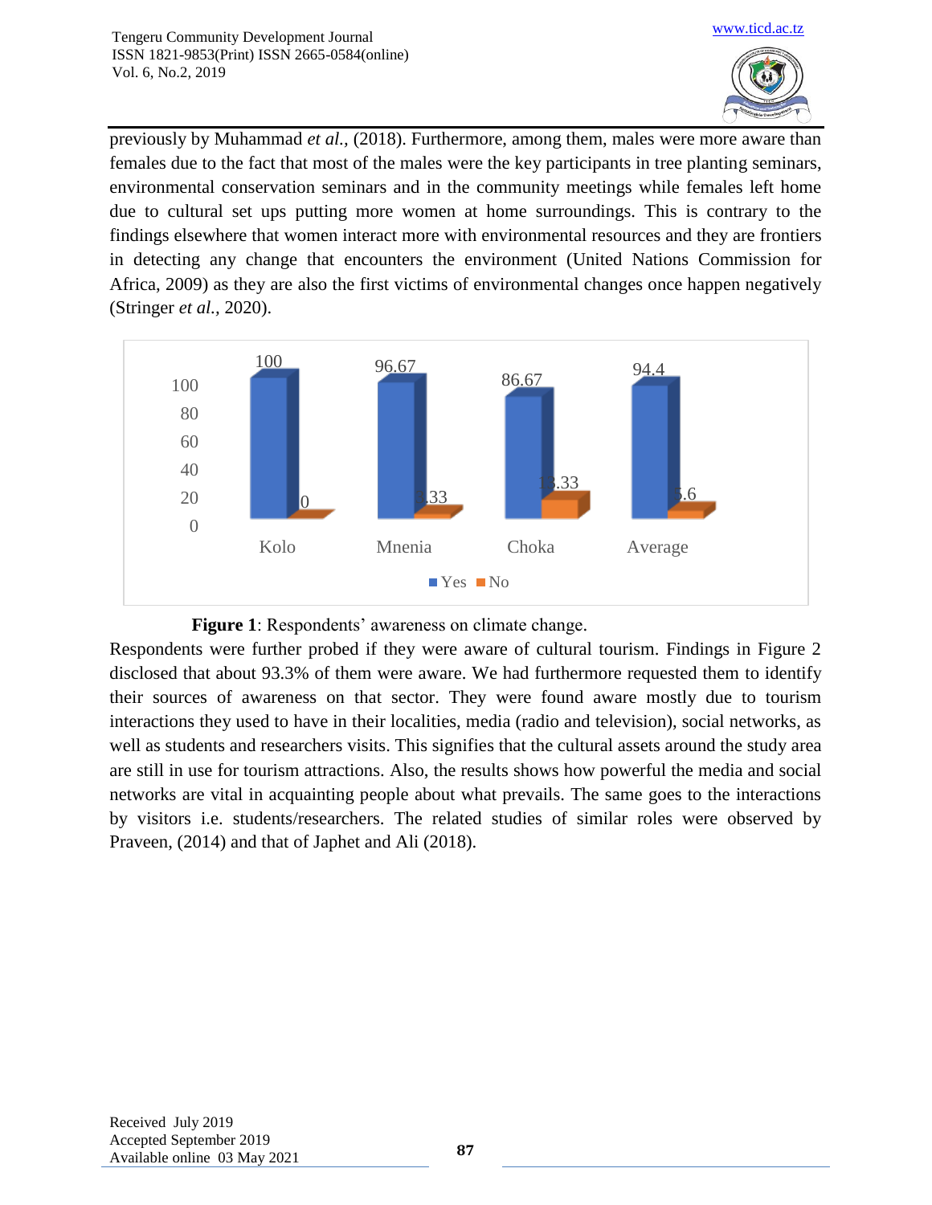previously by Muhammad *et al.,* (2018). Furthermore, among them, males were more aware than females due to the fact that most of the males were the key participants in tree planting seminars, environmental conservation seminars and in the community meetings while females left home due to cultural set ups putting more women at home surroundings. This is contrary to the findings elsewhere that women interact more with environmental resources and they are frontiers in detecting any change that encounters the environment (United Nations Commission for Africa, 2009) as they are also the first victims of environmental changes once happen negatively (Stringer *et al.,* 2020).

**Figure 1**: Respondents' awareness on climate change.

Respondents were further probed if they were aware of cultural tourism. Findings in Figure 2 disclosed that about 93.3% of them were aware. We had furthermore requested them to identify their sources of awareness on that sector. They were found aware mostly due to tourism interactions they used to have in their localities, media (radio and television), social networks, as well as students and researchers visits. This signifies that the cultural assets around the study area are still in use for tourism attractions. Also, the results shows how powerful the media and social networks are vital in acquainting people about what prevails. The same goes to the interactions by visitors i.e. students/researchers. The related studies of similar roles were observed by Praveen, (2014) and that of Japhet and Ali (2018).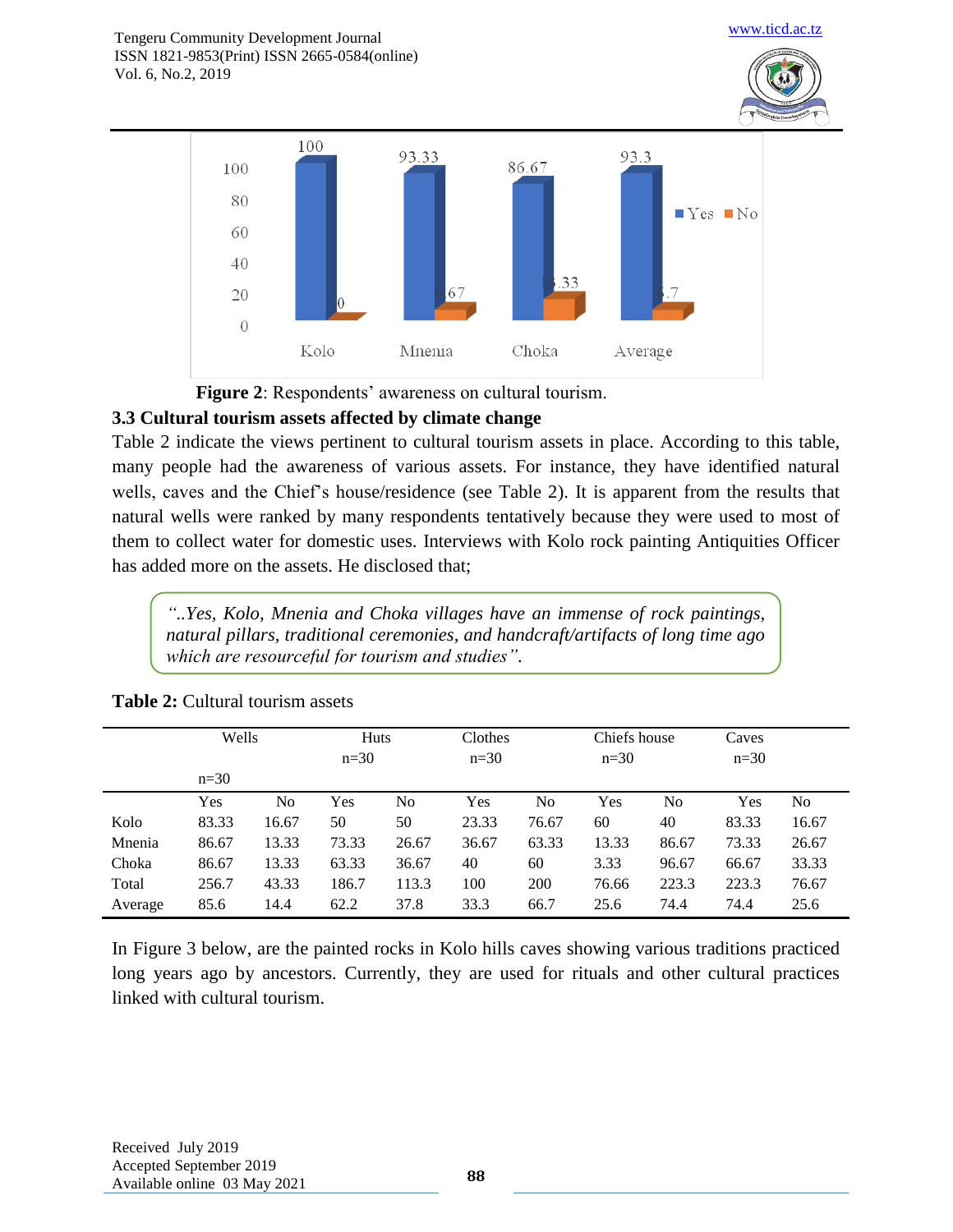**Figure 2**: Respondents' awareness on cultural tourism.

### 3.3 Cultural tourism assets affected by climate change

Table 2 indicate the views pertinent to cultural tourism assets in place. According to this table, many people had the awareness of various assets. For instance, they have identified natural wells, caves and the Chief's house/residence (see Table 2). It is apparent from the results that natural wells were ranked by many respondents tentatively because they were used to most of them to collect water for domestic uses. Interviews with Kolo rock painting Antiquities Officer has added more on the assets. He disclosed that;

> *"..Yes, Kolo, Mnenia and Choka villages have an immense of rock paintings, natural pillars, traditional ceremonies, and handcraft/artifacts of long time ago which are resourceful for tourism and studies".*

**Table 2:** Cultural tourism assets

| | Wells n=30 | | Huts n=30 | | Clothes n=30 | | Chiefs house n=30 | | Caves n=30 | |
|---|---|---|---|---|---|---|---|---|---|---|
| | Yes | No | Yes | No | Yes | No | Yes | No | Yes | No |
| Kolo | 83.33 | 16.67 | 50 | 50 | 23.33 | 76.67 | 60 | 40 | 83.33 | 16.67 |
| Mnenia | 86.67 | 13.33 | 73.33 | 26.67 | 36.67 | 63.33 | 13.33 | 86.67 | 73.33 | 26.67 |
| Choka | 86.67 | 13.33 | 63.33 | 36.67 | 40 | 60 | 3.33 | 96.67 | 66.67 | 33.33 |
| Total | 256.7 | 43.33 | 186.7 | 113.3 | 100 | 200 | 76.66 | 223.3 | 223.3 | 76.67 |
| Average | 85.6 | 14.4 | 62.2 | 37.8 | 33.3 | 66.7 | 25.6 | 74.4 | 74.4 | 25.6 |

In Figure 3 below, are the painted rocks in Kolo hills caves showing various traditions practiced long years ago by ancestors. Currently, they are used for rituals and other cultural practices linked with cultural tourism.

Received July 2019
Accepted September 2019
Available online 03 May 2021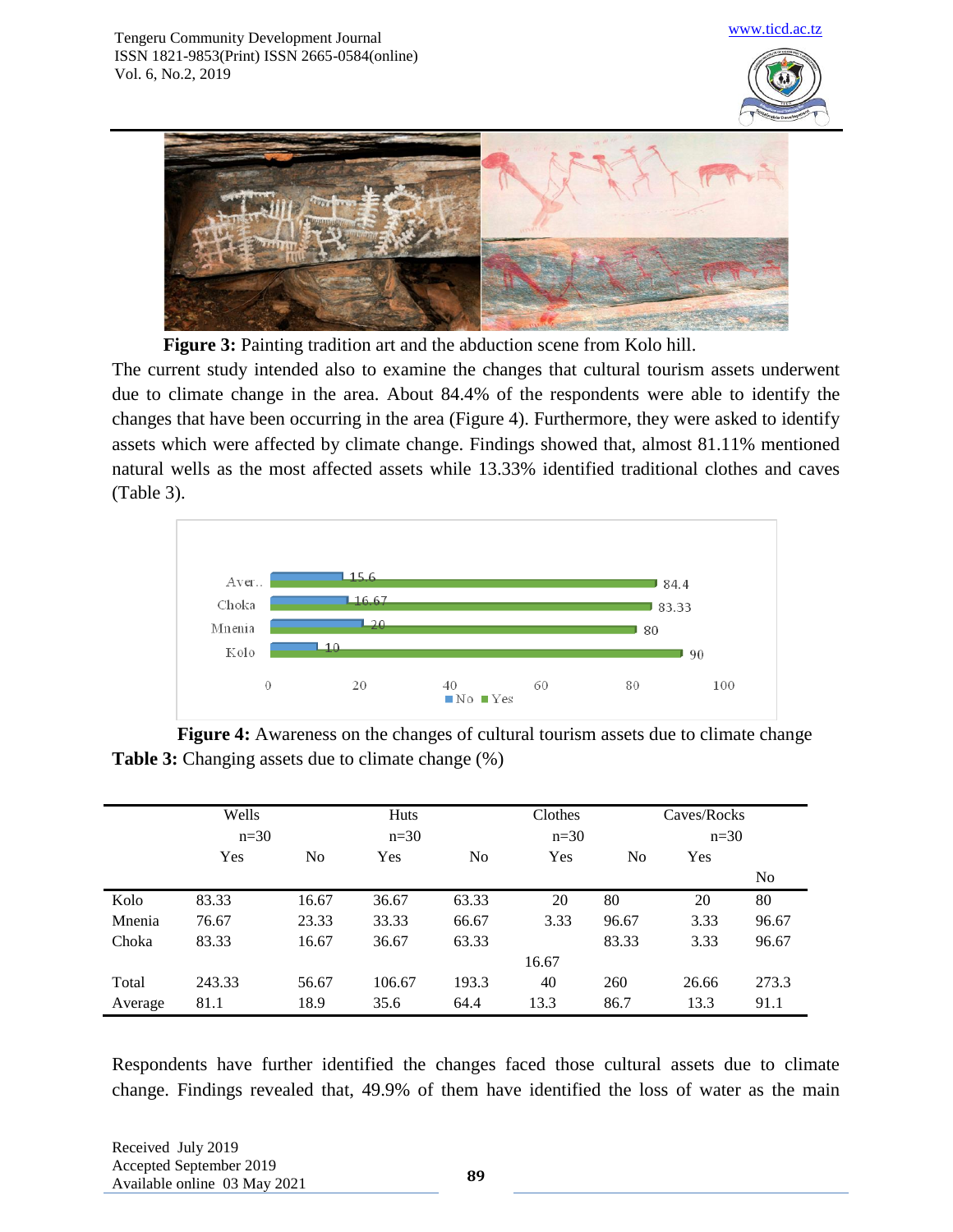**Figure 3:** Painting tradition art and the abduction scene from Kolo hill.

The current study intended also to examine the changes that cultural tourism assets underwent due to climate change in the area. About 84.4% of the respondents were able to identify the changes that have been occurring in the area (Figure 4). Furthermore, they were asked to identify assets which were affected by climate change. Findings showed that, almost 81.11% mentioned natural wells as the most affected assets while 13.33% identified traditional clothes and caves (Table 3).

**Figure 4:** Awareness on the changes of cultural tourism assets due to climate change

**Table 3:** Changing assets due to climate change (%)

| | Wells n=30 | | Huts n=30 | | Clothes n=30 | | Caves/Rocks n=30 | |
|---|---|---|---|---|---|---|---|---|
| | Yes | No | Yes | No | Yes | No | Yes | No |
| Kolo | 83.33 | 16.67 | 36.67 | 63.33 | 20 | 80 | 20 | 80 |
| Mnenia | 76.67 | 23.33 | 33.33 | 66.67 | 3.33 | 96.67 | 3.33 | 96.67 |
| Choka | 83.33 | 16.67 | 36.67 | 63.33 | 16.67 | 83.33 | 3.33 | 96.67 |
| Total | 243.33 | 56.67 | 106.67 | 193.3 | 40 | 260 | 26.66 | 273.3 |
| Average | 81.1 | 18.9 | 35.6 | 64.4 | 13.3 | 86.7 | 13.3 | 91.1 |

Respondents have further identified the changes faced those cultural assets due to climate change. Findings revealed that, 49.9% of them have identified the loss of water as the main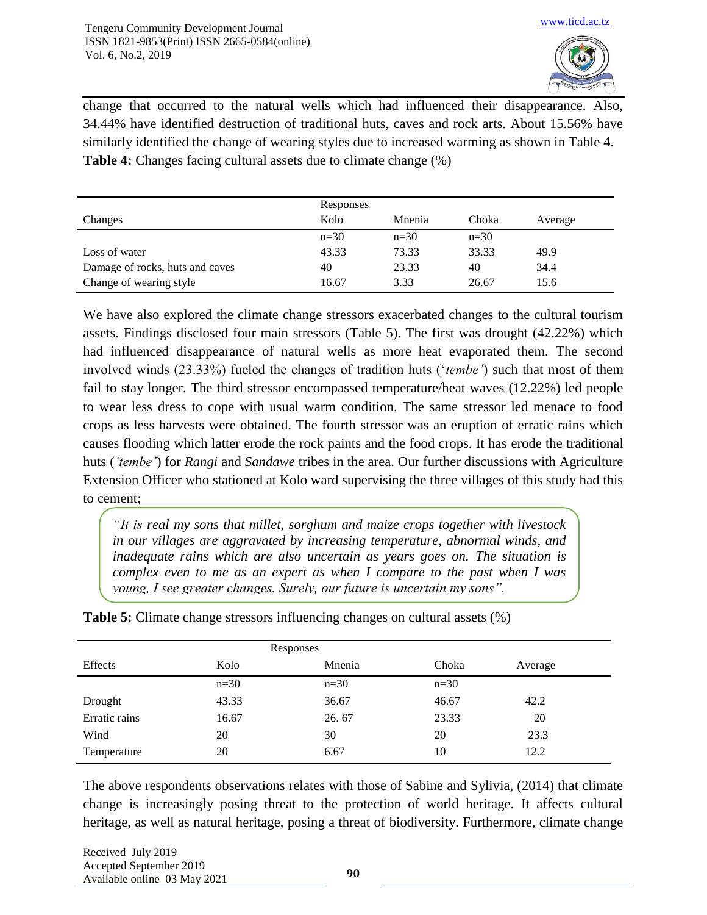change that occurred to the natural wells which had influenced their disappearance. Also, 34.44% have identified destruction of traditional huts, caves and rock arts. About 15.56% have similarly identified the change of wearing styles due to increased warming as shown in Table 4.

**Table 4:** Changes facing cultural assets due to climate change (%)

| Changes | Responses Kolo | Mnenia | Choka | Average |
|---|---|---|---|---|
| | n=30 | n=30 | n=30 | |
| Loss of water | 43.33 | 73.33 | 33.33 | 49.9 |
| Damage of rocks, huts and caves | 40 | 23.33 | 40 | 34.4 |
| Change of wearing style | 16.67 | 3.33 | 26.67 | 15.6 |

We have also explored the climate change stressors exacerbated changes to the cultural tourism assets. Findings disclosed four main stressors (Table 5). The first was drought (42.22%) which had influenced disappearance of natural wells as more heat evaporated them. The second involved winds (23.33%) fueled the changes of tradition huts ('*tembe'*) such that most of them fail to stay longer. The third stressor encompassed temperature/heat waves (12.22%) led people to wear less dress to cope with usual warm condition. The same stressor led menace to food crops as less harvests were obtained. The fourth stressor was an eruption of erratic rains which causes flooding which latter erode the rock paints and the food crops. It has erode the traditional huts (*'tembe'*) for *Rangi* and *Sandawe* tribes in the area. Our further discussions with Agriculture Extension Officer who stationed at Kolo ward supervising the three villages of this study had this to cement;

> *"It is real my sons that millet, sorghum and maize crops together with livestock in our villages are aggravated by increasing temperature, abnormal winds, and inadequate rains which are also uncertain as years goes on. The situation is complex even to me as an expert as when I compare to the past when I was young, I see greater changes. Surely, our future is uncertain my sons".*

**Table 5:** Climate change stressors influencing changes on cultural assets (%)

| Effects | Responses Kolo | Mnenia | Choka | Average |
|---|---|---|---|---|
| | n=30 | n=30 | n=30 | |
| Drought | 43.33 | 36.67 | 46.67 | 42.2 |
| Erratic rains | 16.67 | 26. 67 | 23.33 | 20 |
| Wind | 20 | 30 | 20 | 23.3 |
| Temperature | 20 | 6.67 | 10 | 12.2 |

The above respondents observations relates with those of Sabine and Sylivia, (2014) that climate change is increasingly posing threat to the protection of world heritage. It affects cultural heritage, as well as natural heritage, posing a threat of biodiversity. Furthermore, climate change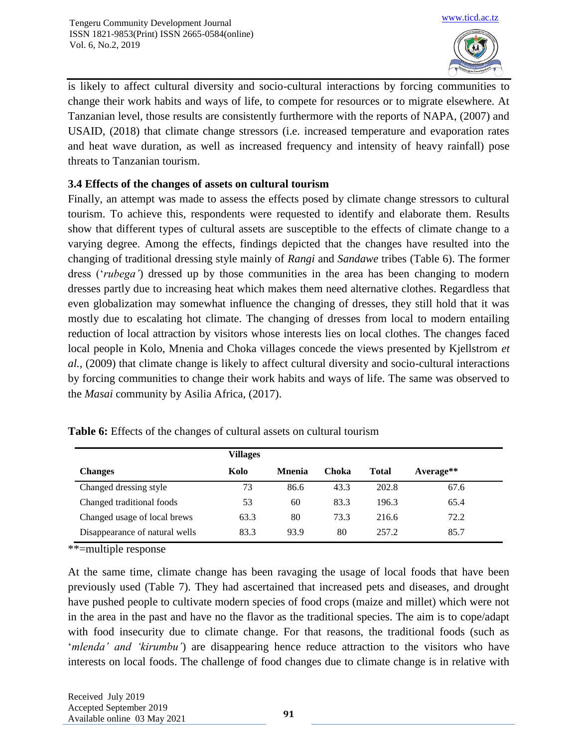is likely to affect cultural diversity and socio-cultural interactions by forcing communities to change their work habits and ways of life, to compete for resources or to migrate elsewhere. At Tanzanian level, those results are consistently furthermore with the reports of NAPA, (2007) and USAID, (2018) that climate change stressors (i.e. increased temperature and evaporation rates and heat wave duration, as well as increased frequency and intensity of heavy rainfall) pose threats to Tanzanian tourism.

### 3.4 Effects of the changes of assets on cultural tourism

Finally, an attempt was made to assess the effects posed by climate change stressors to cultural tourism. To achieve this, respondents were requested to identify and elaborate them. Results show that different types of cultural assets are susceptible to the effects of climate change to a varying degree. Among the effects, findings depicted that the changes have resulted into the changing of traditional dressing style mainly of *Rangi* and *Sandawe* tribes (Table 6). The former dress ('*rubega'*) dressed up by those communities in the area has been changing to modern dresses partly due to increasing heat which makes them need alternative clothes. Regardless that even globalization may somewhat influence the changing of dresses, they still hold that it was mostly due to escalating hot climate. The changing of dresses from local to modern entailing reduction of local attraction by visitors whose interests lies on local clothes. The changes faced local people in Kolo, Mnenia and Choka villages concede the views presented by Kjellstrom *et al.,* (2009) that climate change is likely to affect cultural diversity and socio-cultural interactions by forcing communities to change their work habits and ways of life. The same was observed to the *Masai* community by Asilia Africa, (2017).

**Table 6:** Effects of the changes of cultural assets on cultural tourism

| | Villages | | | | |
|---|---|---|---|---|---|
| **Changes** | **Kolo** | **Mnenia** | **Choka** | **Total** | **Average\*\*** |
| Changed dressing style | 73 | 86.6 | 43.3 | 202.8 | 67.6 |
| Changed traditional foods | 53 | 60 | 83.3 | 196.3 | 65.4 |
| Changed usage of local brews | 63.3 | 80 | 73.3 | 216.6 | 72.2 |
| Disappearance of natural wells | 83.3 | 93.9 | 80 | 257.2 | 85.7 |

**=multiple response

At the same time, climate change has been ravaging the usage of local foods that have been previously used (Table 7). They had ascertained that increased pets and diseases, and drought have pushed people to cultivate modern species of food crops (maize and millet) which were not in the area in the past and have no the flavor as the traditional species. The aim is to cope/adapt with food insecurity due to climate change. For that reasons, the traditional foods (such as '*mlenda' and 'kirumbu'*) are disappearing hence reduce attraction to the visitors who have interests on local foods. The challenge of food changes due to climate change is in relative with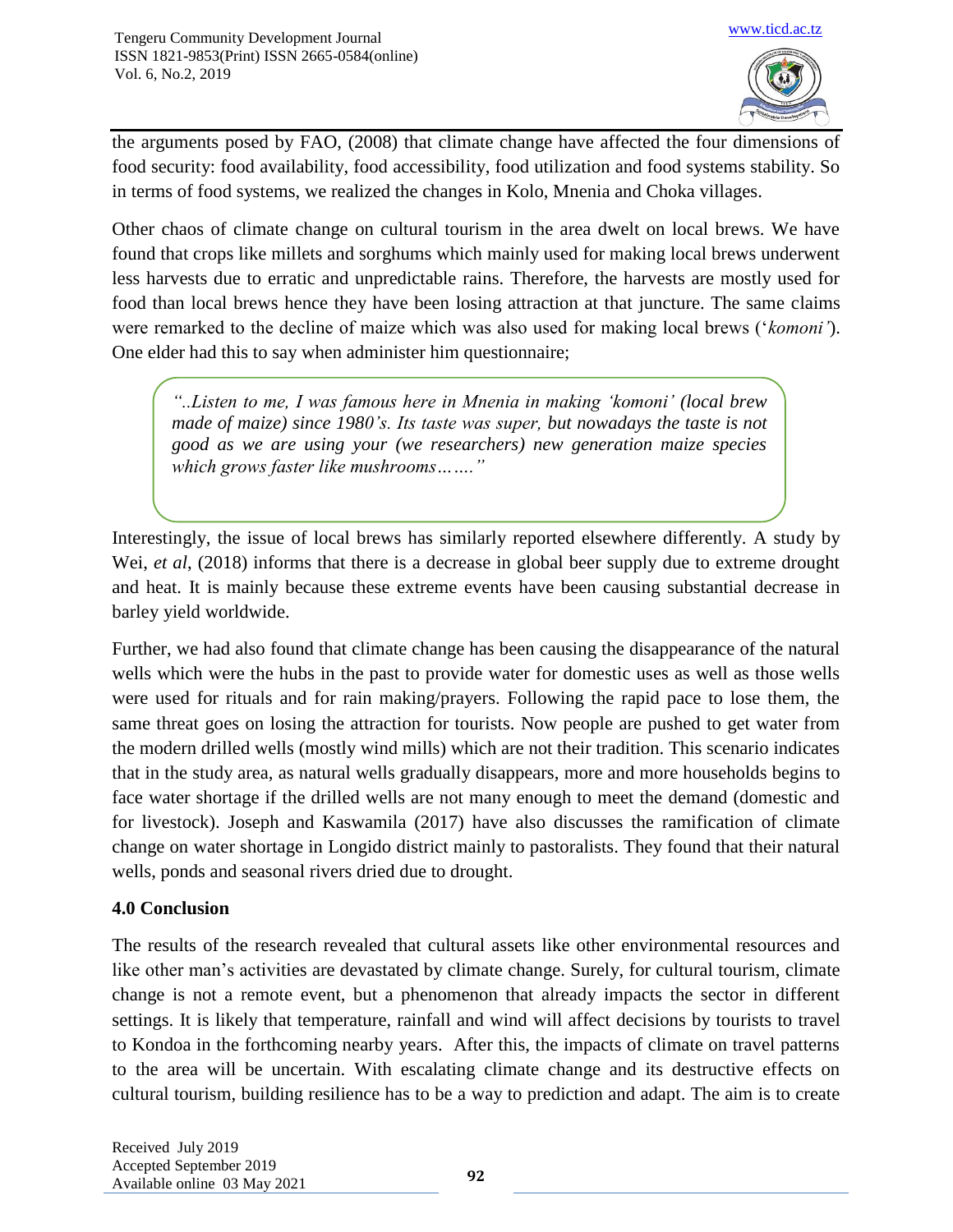the arguments posed by FAO, (2008) that climate change have affected the four dimensions of food security: food availability, food accessibility, food utilization and food systems stability. So in terms of food systems, we realized the changes in Kolo, Mnenia and Choka villages.

Other chaos of climate change on cultural tourism in the area dwelt on local brews. We have found that crops like millets and sorghums which mainly used for making local brews underwent less harvests due to erratic and unpredictable rains. Therefore, the harvests are mostly used for food than local brews hence they have been losing attraction at that juncture. The same claims were remarked to the decline of maize which was also used for making local brews ('*komoni*'). One elder had this to say when administer him questionnaire;

> *"..Listen to me, I was famous here in Mnenia in making 'komoni' (local brew made of maize) since 1980's. Its taste was super, but nowadays the taste is not good as we are using your (we researchers) new generation maize species which grows faster like mushrooms……."*

Interestingly, the issue of local brews has similarly reported elsewhere differently. A study by Wei, *et al*, (2018) informs that there is a decrease in global beer supply due to extreme drought and heat. It is mainly because these extreme events have been causing substantial decrease in barley yield worldwide.

Further, we had also found that climate change has been causing the disappearance of the natural wells which were the hubs in the past to provide water for domestic uses as well as those wells were used for rituals and for rain making/prayers. Following the rapid pace to lose them, the same threat goes on losing the attraction for tourists. Now people are pushed to get water from the modern drilled wells (mostly wind mills) which are not their tradition. This scenario indicates that in the study area, as natural wells gradually disappears, more and more households begins to face water shortage if the drilled wells are not many enough to meet the demand (domestic and for livestock). Joseph and Kaswamila (2017) have also discusses the ramification of climate change on water shortage in Longido district mainly to pastoralists. They found that their natural wells, ponds and seasonal rivers dried due to drought.

## 4.0 Conclusion

The results of the research revealed that cultural assets like other environmental resources and like other man's activities are devastated by climate change. Surely, for cultural tourism, climate change is not a remote event, but a phenomenon that already impacts the sector in different settings. It is likely that temperature, rainfall and wind will affect decisions by tourists to travel to Kondoa in the forthcoming nearby years. After this, the impacts of climate on travel patterns to the area will be uncertain. With escalating climate change and its destructive effects on cultural tourism, building resilience has to be a way to prediction and adapt. The aim is to create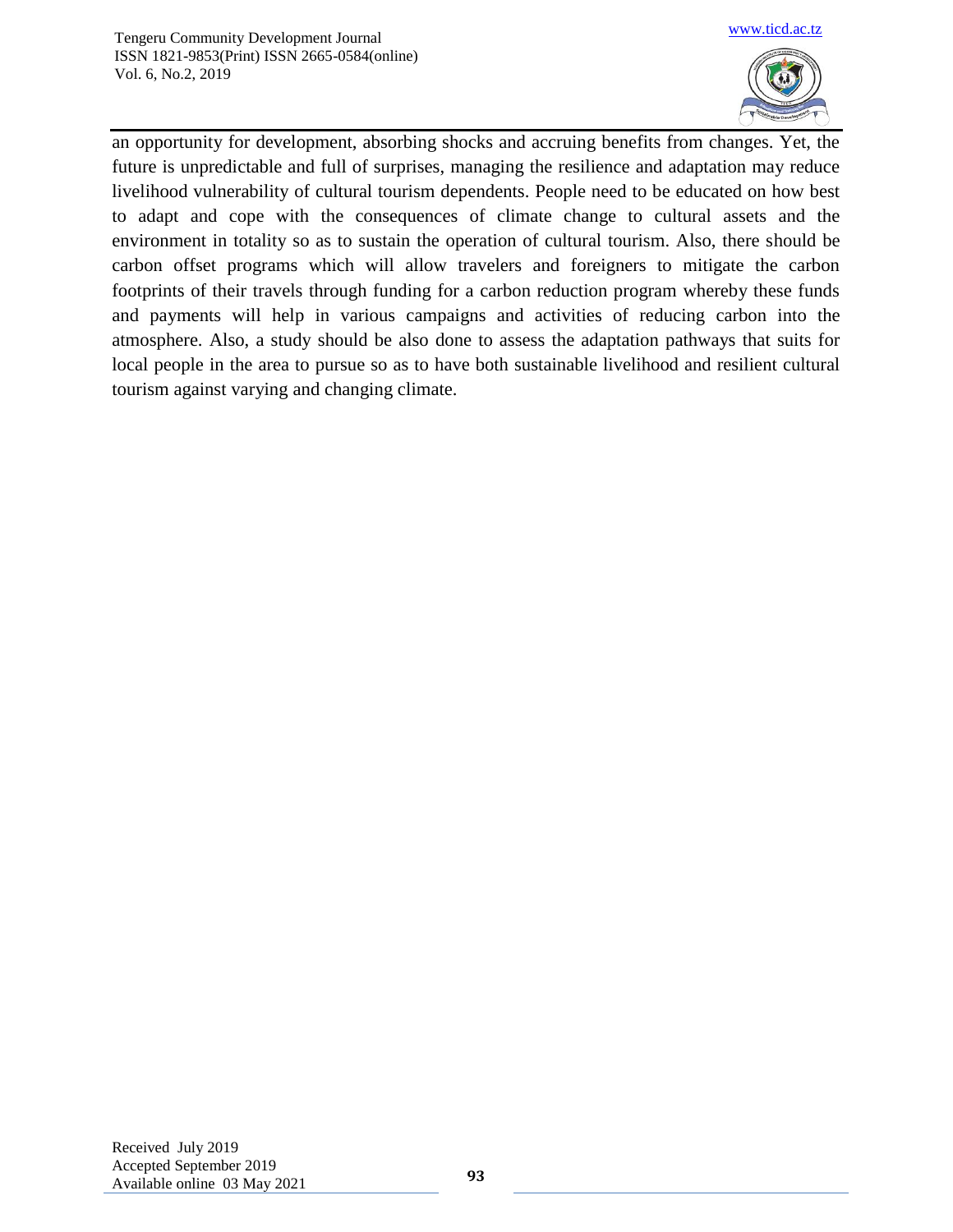an opportunity for development, absorbing shocks and accruing benefits from changes. Yet, the future is unpredictable and full of surprises, managing the resilience and adaptation may reduce livelihood vulnerability of cultural tourism dependents. People need to be educated on how best to adapt and cope with the consequences of climate change to cultural assets and the environment in totality so as to sustain the operation of cultural tourism. Also, there should be carbon offset programs which will allow travelers and foreigners to mitigate the carbon footprints of their travels through funding for a carbon reduction program whereby these funds and payments will help in various campaigns and activities of reducing carbon into the atmosphere. Also, a study should be also done to assess the adaptation pathways that suits for local people in the area to pursue so as to have both sustainable livelihood and resilient cultural tourism against varying and changing climate.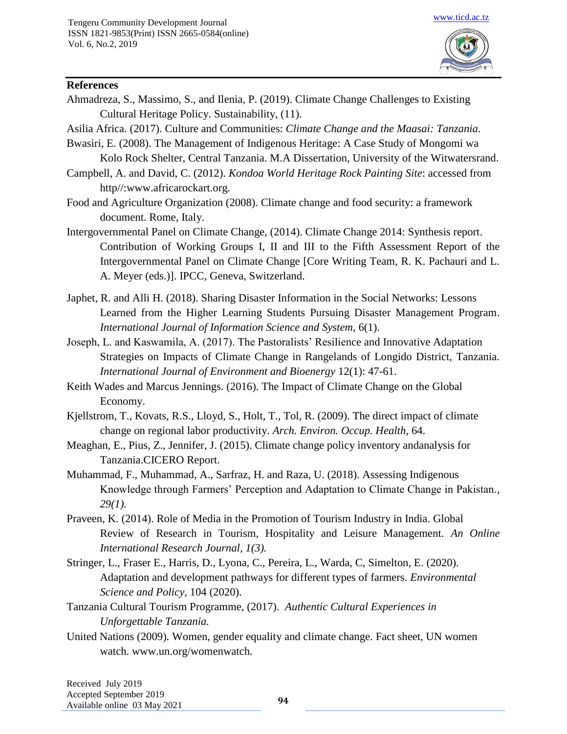## References

Ahmadreza, S., Massimo, S., and Ilenia, P. (2019). Climate Change Challenges to Existing Cultural Heritage Policy. Sustainability, (11).

Asilia Africa. (2017). Culture and Communities: *Climate Change and the Maasai: Tanzania.*

Bwasiri, E. (2008). The Management of Indigenous Heritage: A Case Study of Mongomi wa Kolo Rock Shelter, Central Tanzania. M.A Dissertation, University of the Witwatersrand.

Campbell, A. and David, C. (2012). *Kondoa World Heritage Rock Painting Site*: accessed from http//:www.africarockart.org.

Food and Agriculture Organization (2008). Climate change and food security: a framework document. Rome, Italy.

Intergovernmental Panel on Climate Change, (2014). Climate Change 2014: Synthesis report. Contribution of Working Groups I, II and III to the Fifth Assessment Report of the Intergovernmental Panel on Climate Change [Core Writing Team, R. K. Pachauri and L. A. Meyer (eds.)]. IPCC, Geneva, Switzerland.

Japhet, R. and Alli H. (2018). Sharing Disaster Information in the Social Networks: Lessons Learned from the Higher Learning Students Pursuing Disaster Management Program. *International Journal of Information Science and System,* 6(1).

Joseph, L. and Kaswamila, A. (2017). The Pastoralists' Resilience and Innovative Adaptation Strategies on Impacts of Climate Change in Rangelands of Longido District, Tanzania. *International Journal of Environment and Bioenergy* 12(1): 47-61.

Keith Wades and Marcus Jennings. (2016). The Impact of Climate Change on the Global Economy.

Kjellstrom, T., Kovats, R.S., Lloyd, S., Holt, T., Tol, R. (2009). The direct impact of climate change on regional labor productivity. *Arch. Environ. Occup. Health*, 64.

Meaghan, E., Pius, Z., Jennifer, J. (2015). Climate change policy inventory andanalysis for Tanzania.CICERO Report.

Muhammad, F., Muhammad, A., Sarfraz, H. and Raza, U. (2018). Assessing Indigenous Knowledge through Farmers' Perception and Adaptation to Climate Change in Pakistan*., 29(1).*

Praveen, K. (2014). Role of Media in the Promotion of Tourism Industry in India. Global Review of Research in Tourism, Hospitality and Leisure Management. *An Online International Research Journal, 1(3).*

Stringer, L., Fraser E., Harris, D., Lyona, C., Pereira, L., Warda, C, Simelton, E. (2020). Adaptation and development pathways for different types of farmers. *Environmental Science and Policy,* 104 (2020).

Tanzania Cultural Tourism Programme, (2017). *Authentic Cultural Experiences in Unforgettable Tanzania.*

United Nations (2009). Women, gender equality and climate change. Fact sheet, UN women watch. www.un.org/womenwatch.

Received July 2019
Accepted September 2019
Available online 03 May 2021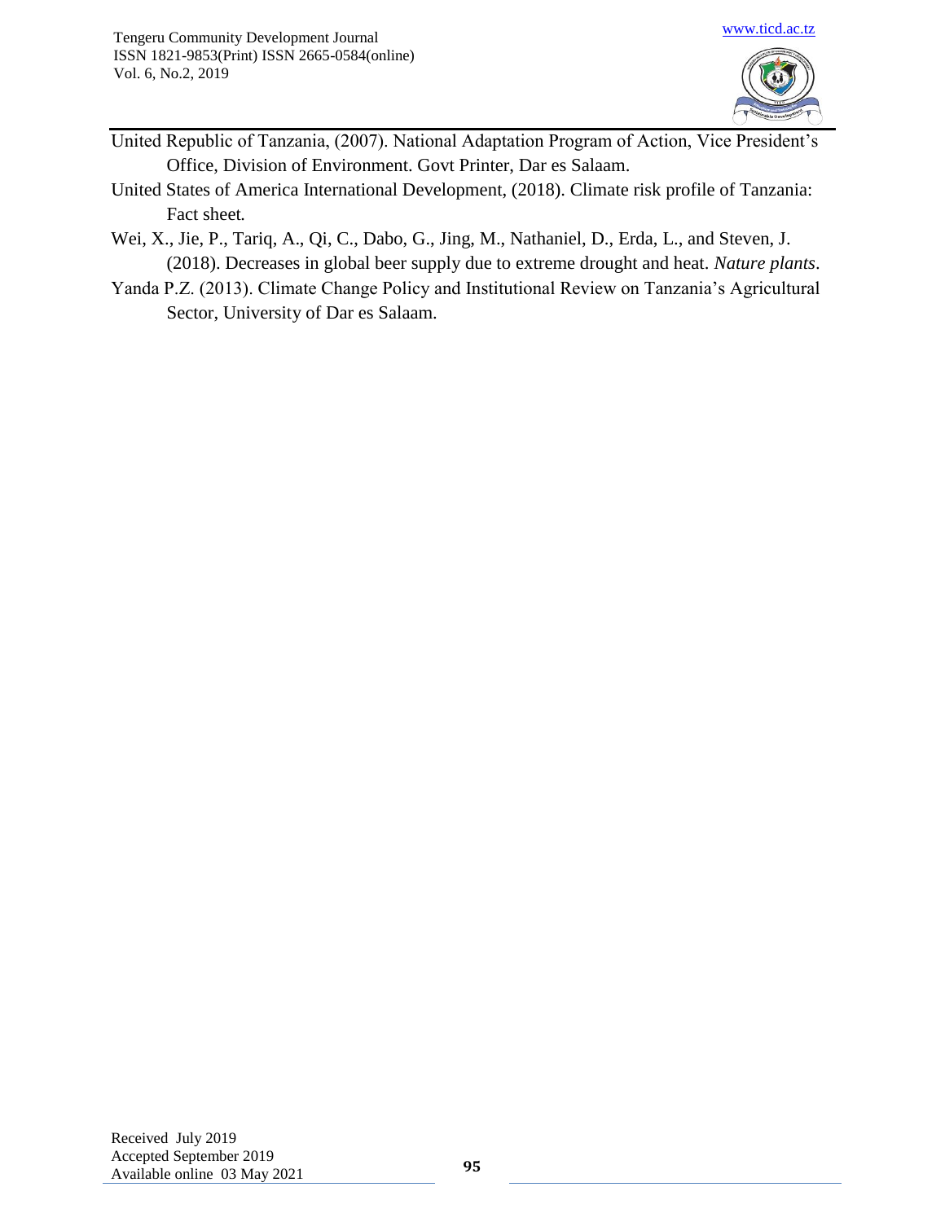United Republic of Tanzania, (2007). National Adaptation Program of Action, Vice President's Office, Division of Environment. Govt Printer, Dar es Salaam.

United States of America International Development, (2018). Climate risk profile of Tanzania: Fact sheet.

Wei, X., Jie, P., Tariq, A., Qi, C., Dabo, G., Jing, M., Nathaniel, D., Erda, L., and Steven, J. (2018). Decreases in global beer supply due to extreme drought and heat. *Nature plants*.

Yanda P.Z. (2013). Climate Change Policy and Institutional Review on Tanzania's Agricultural Sector, University of Dar es Salaam.

Received July 2019
Accepted September 2019
Available online 03 May 2021